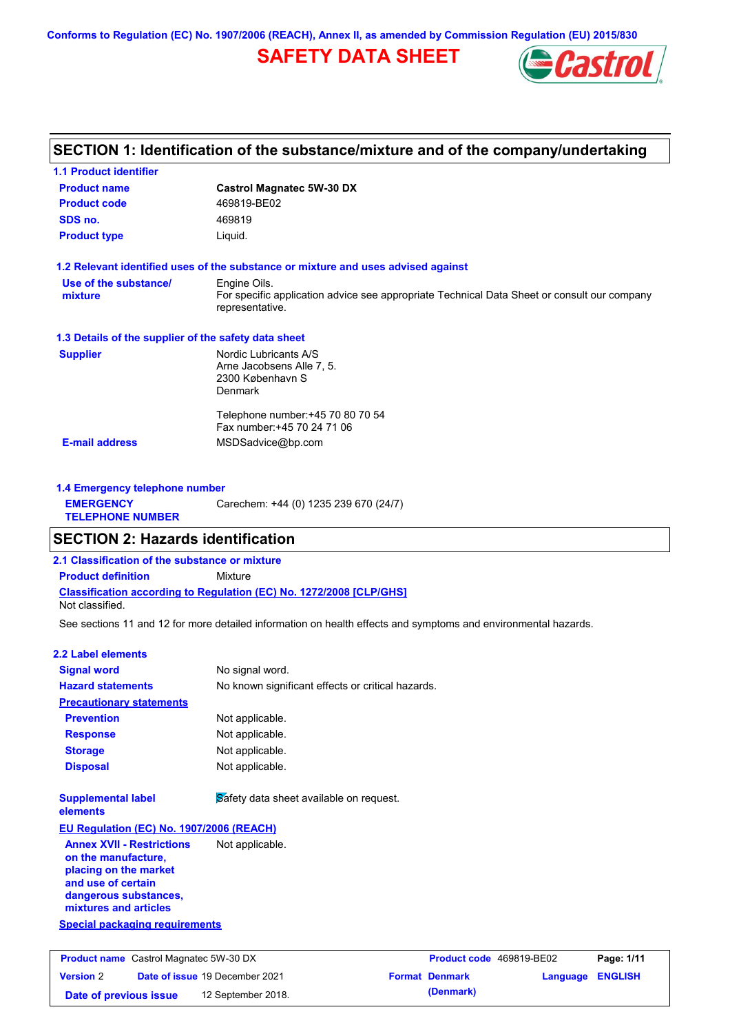Conforms to Regulation (EC) No. 1907/2006 (REACH), Annex II, as amended by Commission Regulation (EU) 2015/830

# SAFETY DATA SHEET

## SECTION 1: Identification of the substance/mixture and of the company/undertaking

### 1.1 Product identifier

| | |
|---|---|
| **Product name** | **Castrol Magnatec 5W-30 DX** |
| **Product code** | 469819-BE02 |
| **SDS no.** | 469819 |
| **Product type** | Liquid. |

### 1.2 Relevant identified uses of the substance or mixture and uses advised against

| | |
|---|---|
| **Use of the substance/mixture** | Engine Oils. For specific application advice see appropriate Technical Data Sheet or consult our company representative. |

### 1.3 Details of the supplier of the safety data sheet

| | |
|---|---|
| **Supplier** | Nordic Lubricants A/S<br>Arne Jacobsens Alle 7, 5.<br>2300 København S<br>Denmark<br><br>Telephone number:+45 70 80 70 54<br>Fax number:+45 70 24 71 06 |
| **E-mail address** | MSDSadvice@bp.com |

### 1.4 Emergency telephone number

| | |
|---|---|
| **EMERGENCY TELEPHONE NUMBER** | Carechem: +44 (0) 1235 239 670 (24/7) |

## SECTION 2: Hazards identification

### 2.1 Classification of the substance or mixture

**Product definition** Mixture

**Classification according to Regulation (EC) No. 1272/2008 [CLP/GHS]**

Not classified.

See sections 11 and 12 for more detailed information on health effects and symptoms and environmental hazards.

### 2.2 Label elements

| | |
|---|---|
| **Signal word** | No signal word. |
| **Hazard statements** | No known significant effects or critical hazards. |

**Precautionary statements**

| | |
|---|---|
| **Prevention** | Not applicable. |
| **Response** | Not applicable. |
| **Storage** | Not applicable. |
| **Disposal** | Not applicable. |

| | |
|---|---|
| **Supplemental label elements** | Safety data sheet available on request. |

**EU Regulation (EC) No. 1907/2006 (REACH)**

| | |
|---|---|
| **Annex XVII - Restrictions on the manufacture, placing on the market and use of certain dangerous substances, mixtures and articles** | Not applicable. |

**Special packaging requirements**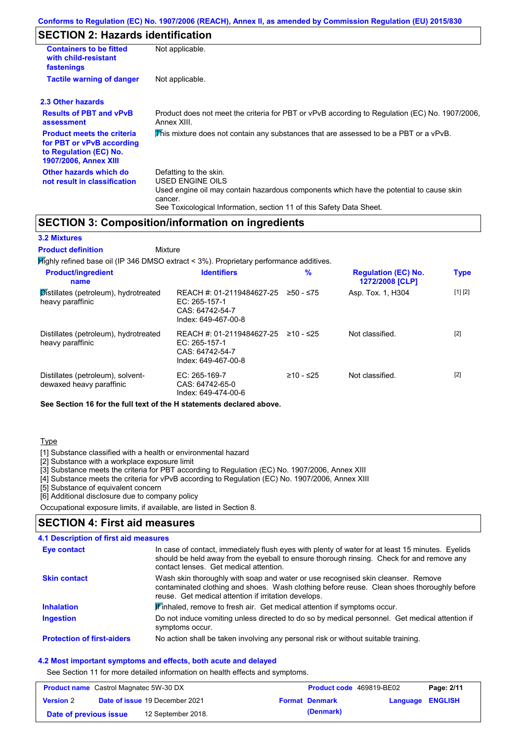Conforms to Regulation (EC) No. 1907/2006 (REACH), Annex II, as amended by Commission Regulation (EU) 2015/830

## SECTION 2: Hazards identification

| | |
|---|---|
| **Containers to be fitted with child-resistant fastenings** | Not applicable. |
| **Tactile warning of danger** | Not applicable. |

### 2.3 Other hazards

| | |
|---|---|
| **Results of PBT and vPvB assessment** | Product does not meet the criteria for PBT or vPvB according to Regulation (EC) No. 1907/2006, Annex XIII. |
| **Product meets the criteria for PBT or vPvB according to Regulation (EC) No. 1907/2006, Annex XIII** | This mixture does not contain any substances that are assessed to be a PBT or a vPvB. |
| **Other hazards which do not result in classification** | Defatting to the skin.<br>USED ENGINE OILS<br>Used engine oil may contain hazardous components which have the potential to cause skin cancer.<br>See Toxicological Information, section 11 of this Safety Data Sheet. |

## SECTION 3: Composition/information on ingredients

### 3.2 Mixtures

**Product definition** Mixture

Highly refined base oil (IP 346 DMSO extract < 3%). Proprietary performance additives.

| Product/ingredient name | Identifiers | % | Regulation (EC) No. 1272/2008 [CLP] | Type |
|---|---|---|---|---|
| Distillates (petroleum), hydrotreated heavy paraffinic | REACH #: 01-2119484627-25<br>EC: 265-157-1<br>CAS: 64742-54-7<br>Index: 649-467-00-8 | ≥50 - ≤75 | Asp. Tox. 1, H304 | [1] [2] |
| Distillates (petroleum), hydrotreated heavy paraffinic | REACH #: 01-2119484627-25<br>EC: 265-157-1<br>CAS: 64742-54-7<br>Index: 649-467-00-8 | ≥10 - ≤25 | Not classified. | [2] |
| Distillates (petroleum), solvent-dewaxed heavy paraffinic | EC: 265-169-7<br>CAS: 64742-65-0<br>Index: 649-474-00-6 | ≥10 - ≤25 | Not classified. | [2] |

**See Section 16 for the full text of the H statements declared above.**

Type

[1] Substance classified with a health or environmental hazard
[2] Substance with a workplace exposure limit
[3] Substance meets the criteria for PBT according to Regulation (EC) No. 1907/2006, Annex XIII
[4] Substance meets the criteria for vPvB according to Regulation (EC) No. 1907/2006, Annex XIII
[5] Substance of equivalent concern
[6] Additional disclosure due to company policy

Occupational exposure limits, if available, are listed in Section 8.

## SECTION 4: First aid measures

### 4.1 Description of first aid measures

| | |
|---|---|
| **Eye contact** | In case of contact, immediately flush eyes with plenty of water for at least 15 minutes. Eyelids should be held away from the eyeball to ensure thorough rinsing. Check for and remove any contact lenses. Get medical attention. |
| **Skin contact** | Wash skin thoroughly with soap and water or use recognised skin cleanser. Remove contaminated clothing and shoes. Wash clothing before reuse. Clean shoes thoroughly before reuse. Get medical attention if irritation develops. |
| **Inhalation** | If inhaled, remove to fresh air. Get medical attention if symptoms occur. |
| **Ingestion** | Do not induce vomiting unless directed to do so by medical personnel. Get medical attention if symptoms occur. |
| **Protection of first-aiders** | No action shall be taken involving any personal risk or without suitable training. |

### 4.2 Most important symptoms and effects, both acute and delayed

See Section 11 for more detailed information on health effects and symptoms.

| | | | |
|---|---|---|---|
| **Product name** Castrol Magnatec 5W-30 DX | | **Product code** 469819-BE02 | |
| **Version** 2 | **Date of issue** 19 December 2021 | **Format** Denmark (Denmark) | **Language** ENGLISH |
| **Date of previous issue** | 12 September 2018. | | |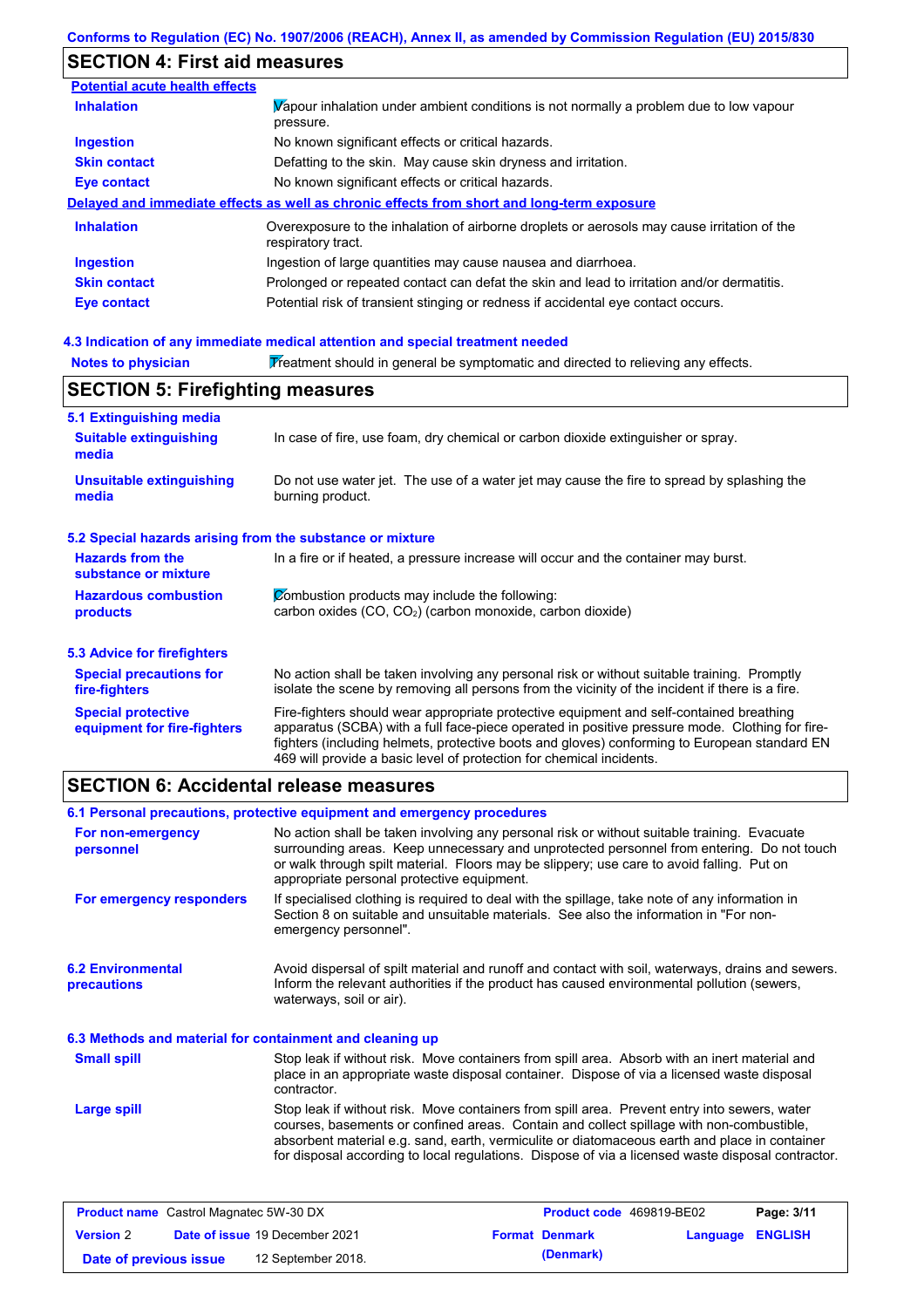## SECTION 4: First aid measures

**Potential acute health effects**

| | |
|---|---|
| **Inhalation** | Vapour inhalation under ambient conditions is not normally a problem due to low vapour pressure. |
| **Ingestion** | No known significant effects or critical hazards. |
| **Skin contact** | Defatting to the skin. May cause skin dryness and irritation. |
| **Eye contact** | No known significant effects or critical hazards. |

**Delayed and immediate effects as well as chronic effects from short and long-term exposure**

| | |
|---|---|
| **Inhalation** | Overexposure to the inhalation of airborne droplets or aerosols may cause irritation of the respiratory tract. |
| **Ingestion** | Ingestion of large quantities may cause nausea and diarrhoea. |
| **Skin contact** | Prolonged or repeated contact can defat the skin and lead to irritation and/or dermatitis. |
| **Eye contact** | Potential risk of transient stinging or redness if accidental eye contact occurs. |

### 4.3 Indication of any immediate medical attention and special treatment needed

| | |
|---|---|
| **Notes to physician** | Treatment should in general be symptomatic and directed to relieving any effects. |

## SECTION 5: Firefighting measures

### 5.1 Extinguishing media

| | |
|---|---|
| **Suitable extinguishing media** | In case of fire, use foam, dry chemical or carbon dioxide extinguisher or spray. |
| **Unsuitable extinguishing media** | Do not use water jet. The use of a water jet may cause the fire to spread by splashing the burning product. |

### 5.2 Special hazards arising from the substance or mixture

| | |
|---|---|
| **Hazards from the substance or mixture** | In a fire or if heated, a pressure increase will occur and the container may burst. |
| **Hazardous combustion products** | Combustion products may include the following: carbon oxides (CO, $CO_2$) (carbon monoxide, carbon dioxide) |

### 5.3 Advice for firefighters

| | |
|---|---|
| **Special precautions for fire-fighters** | No action shall be taken involving any personal risk or without suitable training. Promptly isolate the scene by removing all persons from the vicinity of the incident if there is a fire. |
| **Special protective equipment for fire-fighters** | Fire-fighters should wear appropriate protective equipment and self-contained breathing apparatus (SCBA) with a full face-piece operated in positive pressure mode. Clothing for fire-fighters (including helmets, protective boots and gloves) conforming to European standard EN 469 will provide a basic level of protection for chemical incidents. |

## SECTION 6: Accidental release measures

### 6.1 Personal precautions, protective equipment and emergency procedures

| | |
|---|---|
| **For non-emergency personnel** | No action shall be taken involving any personal risk or without suitable training. Evacuate surrounding areas. Keep unnecessary and unprotected personnel from entering. Do not touch or walk through spilt material. Floors may be slippery; use care to avoid falling. Put on appropriate personal protective equipment. |
| **For emergency responders** | If specialised clothing is required to deal with the spillage, take note of any information in Section 8 on suitable and unsuitable materials. See also the information in "For non-emergency personnel". |

| | |
|---|---|
| **6.2 Environmental precautions** | Avoid dispersal of spilt material and runoff and contact with soil, waterways, drains and sewers. Inform the relevant authorities if the product has caused environmental pollution (sewers, waterways, soil or air). |

### 6.3 Methods and material for containment and cleaning up

| | |
|---|---|
| **Small spill** | Stop leak if without risk. Move containers from spill area. Absorb with an inert material and place in an appropriate waste disposal container. Dispose of via a licensed waste disposal contractor. |
| **Large spill** | Stop leak if without risk. Move containers from spill area. Prevent entry into sewers, water courses, basements or confined areas. Contain and collect spillage with non-combustible, absorbent material e.g. sand, earth, vermiculite or diatomaceous earth and place in container for disposal according to local regulations. Dispose of via a licensed waste disposal contractor. |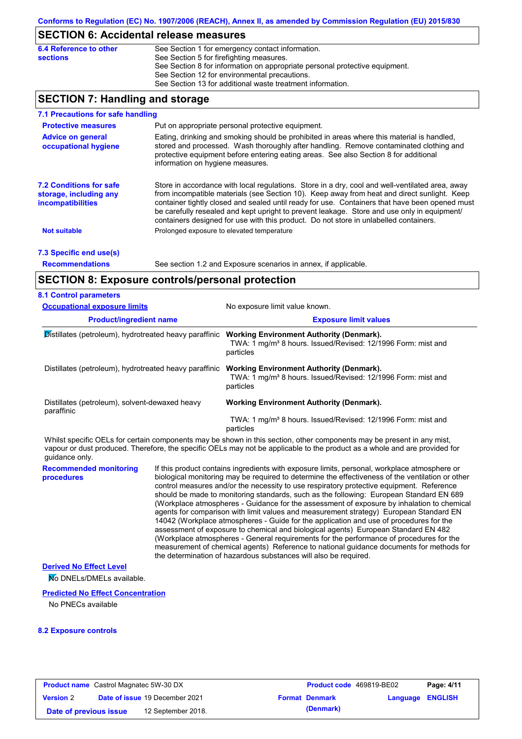## SECTION 6: Accidental release measures

**6.4 Reference to other sections**

See Section 1 for emergency contact information.
See Section 5 for firefighting measures.
See Section 8 for information on appropriate personal protective equipment.
See Section 12 for environmental precautions.
See Section 13 for additional waste treatment information.

## SECTION 7: Handling and storage

### 7.1 Precautions for safe handling

**Protective measures**

Put on appropriate personal protective equipment.

**Advice on general occupational hygiene**

Eating, drinking and smoking should be prohibited in areas where this material is handled, stored and processed. Wash thoroughly after handling. Remove contaminated clothing and protective equipment before entering eating areas. See also Section 8 for additional information on hygiene measures.

### 7.2 Conditions for safe storage, including any incompatibilities

Store in accordance with local regulations. Store in a dry, cool and well-ventilated area, away from incompatible materials (see Section 10). Keep away from heat and direct sunlight. Keep container tightly closed and sealed until ready for use. Containers that have been opened must be carefully resealed and kept upright to prevent leakage. Store and use only in equipment/ containers designed for use with this product. Do not store in unlabelled containers.

**Not suitable**

Prolonged exposure to elevated temperature

### 7.3 Specific end use(s)

**Recommendations**

See section 1.2 and Exposure scenarios in annex, if applicable.

## SECTION 8: Exposure controls/personal protection

### 8.1 Control parameters

**Occupational exposure limits**

No exposure limit value known.

| Product/ingredient name | Exposure limit values |
|---|---|
| Distillates (petroleum), hydrotreated heavy paraffinic | **Working Environment Authority (Denmark).** TWA: 1 mg/m³ 8 hours. Issued/Revised: 12/1996 Form: mist and particles |
| Distillates (petroleum), hydrotreated heavy paraffinic | **Working Environment Authority (Denmark).** TWA: 1 mg/m³ 8 hours. Issued/Revised: 12/1996 Form: mist and particles |
| Distillates (petroleum), solvent-dewaxed heavy paraffinic | **Working Environment Authority (Denmark).** TWA: 1 mg/m³ 8 hours. Issued/Revised: 12/1996 Form: mist and particles |

Whilst specific OELs for certain components may be shown in this section, other components may be present in any mist, vapour or dust produced. Therefore, the specific OELs may not be applicable to the product as a whole and are provided for guidance only.

**Recommended monitoring procedures**

If this product contains ingredients with exposure limits, personal, workplace atmosphere or biological monitoring may be required to determine the effectiveness of the ventilation or other control measures and/or the necessity to use respiratory protective equipment. Reference should be made to monitoring standards, such as the following: European Standard EN 689 (Workplace atmospheres - Guidance for the assessment of exposure by inhalation to chemical agents for comparison with limit values and measurement strategy) European Standard EN 14042 (Workplace atmospheres - Guide for the application and use of procedures for the assessment of exposure to chemical and biological agents) European Standard EN 482 (Workplace atmospheres - General requirements for the performance of procedures for the measurement of chemical agents) Reference to national guidance documents for methods for the determination of hazardous substances will also be required.

**Derived No Effect Level**

No DNELs/DMELs available.

**Predicted No Effect Concentration**

No PNECs available

### 8.2 Exposure controls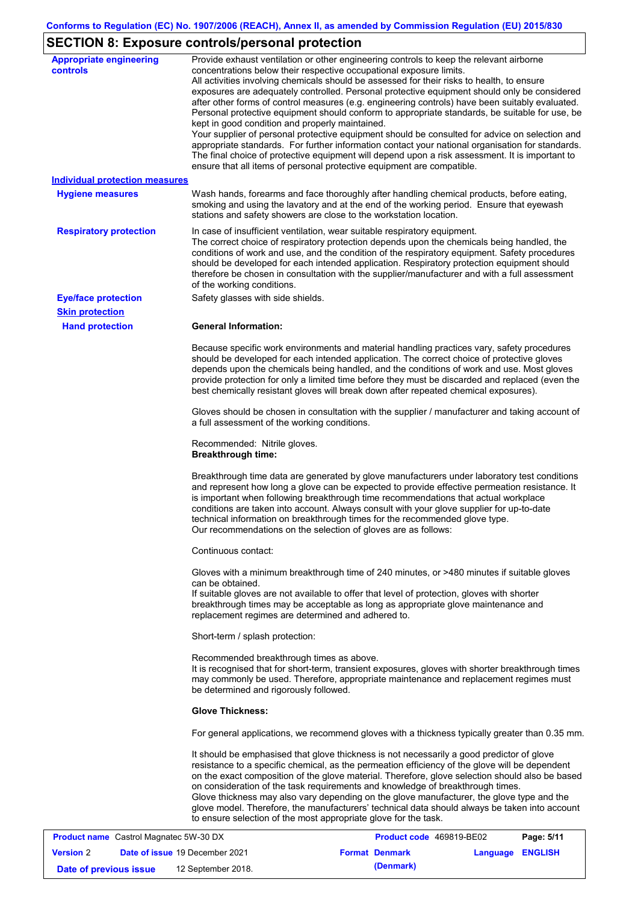## SECTION 8: Exposure controls/personal protection

**Appropriate engineering controls**

Provide exhaust ventilation or other engineering controls to keep the relevant airborne concentrations below their respective occupational exposure limits.
All activities involving chemicals should be assessed for their risks to health, to ensure exposures are adequately controlled. Personal protective equipment should only be considered after other forms of control measures (e.g. engineering controls) have been suitably evaluated. Personal protective equipment should conform to appropriate standards, be suitable for use, be kept in good condition and properly maintained.
Your supplier of personal protective equipment should be consulted for advice on selection and appropriate standards. For further information contact your national organisation for standards.
The final choice of protective equipment will depend upon a risk assessment. It is important to ensure that all items of personal protective equipment are compatible.

**Individual protection measures**

**Hygiene measures**

Wash hands, forearms and face thoroughly after handling chemical products, before eating, smoking and using the lavatory and at the end of the working period. Ensure that eyewash stations and safety showers are close to the workstation location.

**Respiratory protection**

In case of insufficient ventilation, wear suitable respiratory equipment.
The correct choice of respiratory protection depends upon the chemicals being handled, the conditions of work and use, and the condition of the respiratory equipment. Safety procedures should be developed for each intended application. Respiratory protection equipment should therefore be chosen in consultation with the supplier/manufacturer and with a full assessment of the working conditions.

**Eye/face protection**

Safety glasses with side shields.

**Skin protection**

**Hand protection**

**General Information:**

Because specific work environments and material handling practices vary, safety procedures should be developed for each intended application. The correct choice of protective gloves depends upon the chemicals being handled, and the conditions of work and use. Most gloves provide protection for only a limited time before they must be discarded and replaced (even the best chemically resistant gloves will break down after repeated chemical exposures).

Gloves should be chosen in consultation with the supplier / manufacturer and taking account of a full assessment of the working conditions.

Recommended: Nitrile gloves.
**Breakthrough time:**

Breakthrough time data are generated by glove manufacturers under laboratory test conditions and represent how long a glove can be expected to provide effective permeation resistance. It is important when following breakthrough time recommendations that actual workplace conditions are taken into account. Always consult with your glove supplier for up-to-date technical information on breakthrough times for the recommended glove type.
Our recommendations on the selection of gloves are as follows:

Continuous contact:

Gloves with a minimum breakthrough time of 240 minutes, or >480 minutes if suitable gloves can be obtained.
If suitable gloves are not available to offer that level of protection, gloves with shorter breakthrough times may be acceptable as long as appropriate glove maintenance and replacement regimes are determined and adhered to.

Short-term / splash protection:

Recommended breakthrough times as above.
It is recognised that for short-term, transient exposures, gloves with shorter breakthrough times may commonly be used. Therefore, appropriate maintenance and replacement regimes must be determined and rigorously followed.

**Glove Thickness:**

For general applications, we recommend gloves with a thickness typically greater than 0.35 mm.

It should be emphasised that glove thickness is not necessarily a good predictor of glove resistance to a specific chemical, as the permeation efficiency of the glove will be dependent on the exact composition of the glove material. Therefore, glove selection should also be based on consideration of the task requirements and knowledge of breakthrough times.
Glove thickness may also vary depending on the glove manufacturer, the glove type and the glove model. Therefore, the manufacturers' technical data should always be taken into account to ensure selection of the most appropriate glove for the task.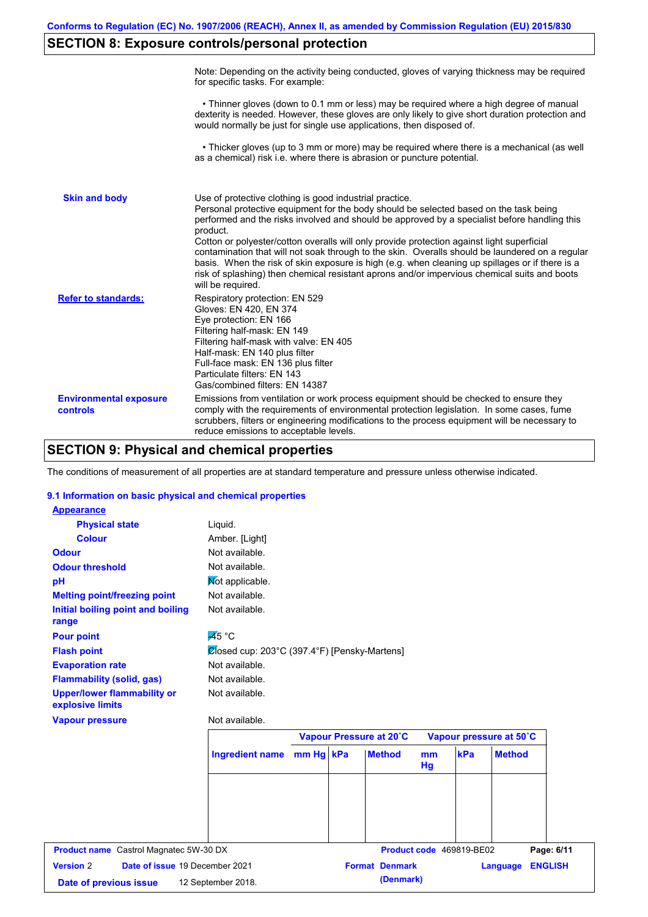Conforms to Regulation (EC) No. 1907/2006 (REACH), Annex II, as amended by Commission Regulation (EU) 2015/830

## SECTION 8: Exposure controls/personal protection

Note: Depending on the activity being conducted, gloves of varying thickness may be required for specific tasks. For example:

• Thinner gloves (down to 0.1 mm or less) may be required where a high degree of manual dexterity is needed. However, these gloves are only likely to give short duration protection and would normally be just for single use applications, then disposed of.

• Thicker gloves (up to 3 mm or more) may be required where there is a mechanical (as well as a chemical) risk i.e. where there is abrasion or puncture potential.

**Skin and body**

Use of protective clothing is good industrial practice.
Personal protective equipment for the body should be selected based on the task being performed and the risks involved and should be approved by a specialist before handling this product.
Cotton or polyester/cotton overalls will only provide protection against light superficial contamination that will not soak through to the skin. Overalls should be laundered on a regular basis. When the risk of skin exposure is high (e.g. when cleaning up spillages or if there is a risk of splashing) then chemical resistant aprons and/or impervious chemical suits and boots will be required.

**Refer to standards:**

Respiratory protection: EN 529
Gloves: EN 420, EN 374
Eye protection: EN 166
Filtering half-mask: EN 149
Filtering half-mask with valve: EN 405
Half-mask: EN 140 plus filter
Full-face mask: EN 136 plus filter
Particulate filters: EN 143
Gas/combined filters: EN 14387

**Environmental exposure controls**

Emissions from ventilation or work process equipment should be checked to ensure they comply with the requirements of environmental protection legislation. In some cases, fume scrubbers, filters or engineering modifications to the process equipment will be necessary to reduce emissions to acceptable levels.

## SECTION 9: Physical and chemical properties

The conditions of measurement of all properties are at standard temperature and pressure unless otherwise indicated.

### 9.1 Information on basic physical and chemical properties

**Appearance**

**Physical state**: Liquid.

**Colour**: Amber. [Light]

**Odour**: Not available.

**Odour threshold**: Not available.

**pH**: Not applicable.

**Melting point/freezing point**: Not available.

**Initial boiling point and boiling range**: Not available.

**Pour point**: -45 °C

**Flash point**: Closed cup: 203°C (397.4°F) [Pensky-Martens]

**Evaporation rate**: Not available.

**Flammability (solid, gas)**: Not available.

**Upper/lower flammability or explosive limits**: Not available.

**Vapour pressure**: Not available.

| | Vapour Pressure at 20˚C | | | Vapour pressure at 50˚C | | |
|---|---|---|---|---|---|---|
| Ingredient name | mm Hg | kPa | Method | mm Hg | kPa | Method |
| | | | | | | |

Product name Castrol Magnatec 5W-30 DX | Product code 469819-BE02 | Version 2 | Date of issue 19 December 2021 | Format Denmark (Denmark) | Language ENGLISH | Date of previous issue 12 September 2018.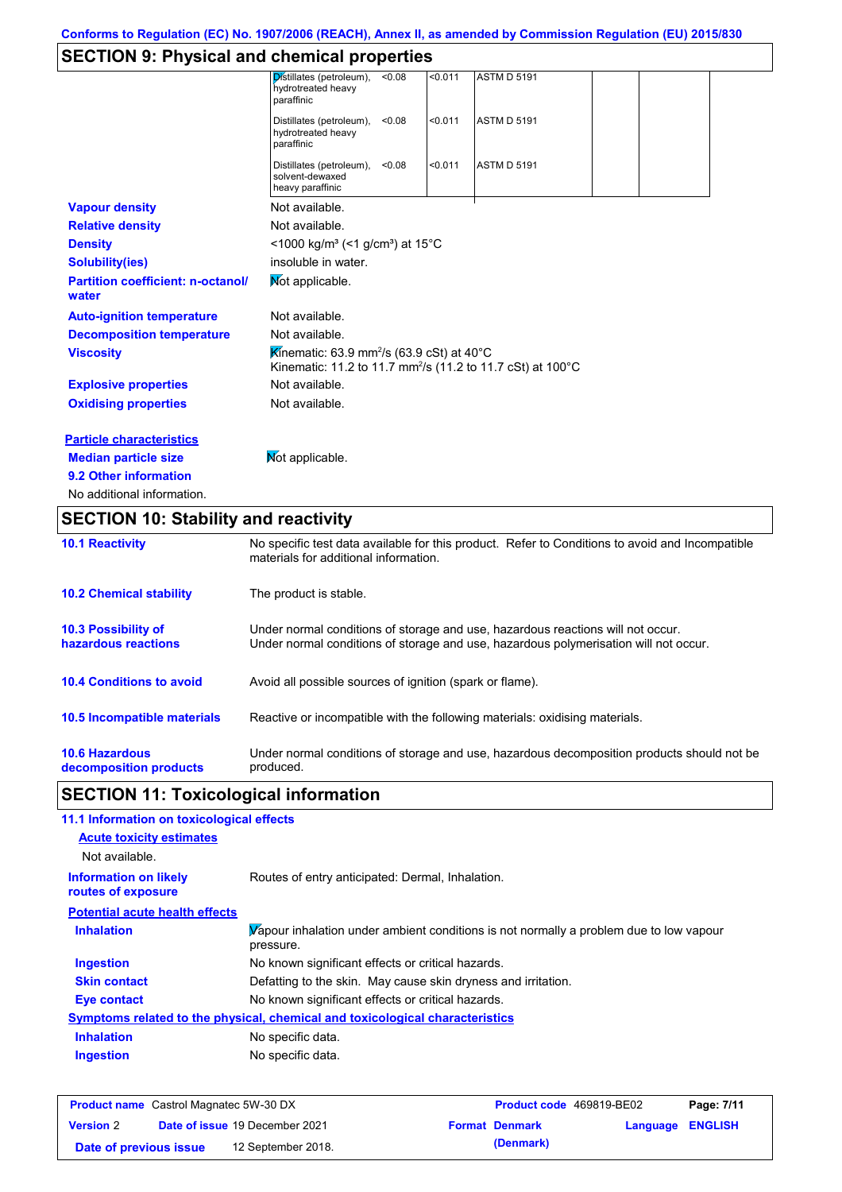## SECTION 9: Physical and chemical properties

| | | | | | |
|---|---|---|---|---|---|
| Distillates (petroleum), hydrotreated heavy paraffinic | <0.08 | <0.011 | ASTM D 5191 | | |
| Distillates (petroleum), hydrotreated heavy paraffinic | <0.08 | <0.011 | ASTM D 5191 | | |
| Distillates (petroleum), solvent-dewaxed heavy paraffinic | <0.08 | <0.011 | ASTM D 5191 | | |

**Vapour density** Not available.

**Relative density** Not available.

**Density** <1000 kg/m³ (<1 g/cm³) at 15°C

**Solubility(ies)** insoluble in water.

**Partition coefficient: n-octanol/ water** Not applicable.

**Auto-ignition temperature** Not available.

**Decomposition temperature** Not available.

**Viscosity** Kinematic: 63.9 mm²/s (63.9 cSt) at 40°C
Kinematic: 11.2 to 11.7 mm²/s (11.2 to 11.7 cSt) at 100°C

**Explosive properties** Not available.

**Oxidising properties** Not available.

**Particle characteristics**

**Median particle size** Not applicable.

**9.2 Other information**

No additional information.

## SECTION 10: Stability and reactivity

**10.1 Reactivity** No specific test data available for this product. Refer to Conditions to avoid and Incompatible materials for additional information.

**10.2 Chemical stability** The product is stable.

**10.3 Possibility of hazardous reactions** Under normal conditions of storage and use, hazardous reactions will not occur.
Under normal conditions of storage and use, hazardous polymerisation will not occur.

**10.4 Conditions to avoid** Avoid all possible sources of ignition (spark or flame).

**10.5 Incompatible materials** Reactive or incompatible with the following materials: oxidising materials.

**10.6 Hazardous decomposition products** Under normal conditions of storage and use, hazardous decomposition products should not be produced.

## SECTION 11: Toxicological information

**11.1 Information on toxicological effects**

**Acute toxicity estimates**

Not available.

**Information on likely routes of exposure** Routes of entry anticipated: Dermal, Inhalation.

**Potential acute health effects**

**Inhalation** Vapour inhalation under ambient conditions is not normally a problem due to low vapour pressure.

**Ingestion** No known significant effects or critical hazards.

**Skin contact** Defatting to the skin. May cause skin dryness and irritation.

**Eye contact** No known significant effects or critical hazards.

**Symptoms related to the physical, chemical and toxicological characteristics**

**Inhalation** No specific data.

**Ingestion** No specific data.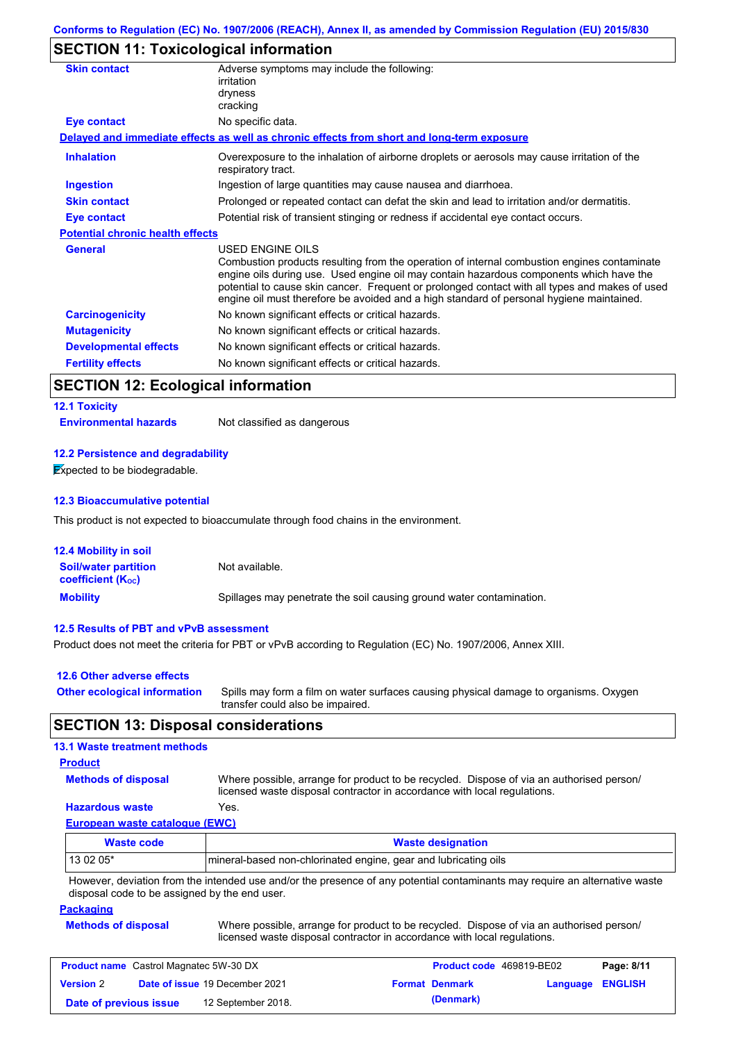## SECTION 11: Toxicological information

**Skin contact** — Adverse symptoms may include the following:
irritation
dryness
cracking

**Eye contact** — No specific data.

**Delayed and immediate effects as well as chronic effects from short and long-term exposure**

**Inhalation** — Overexposure to the inhalation of airborne droplets or aerosols may cause irritation of the respiratory tract.

**Ingestion** — Ingestion of large quantities may cause nausea and diarrhoea.

**Skin contact** — Prolonged or repeated contact can defat the skin and lead to irritation and/or dermatitis.

**Eye contact** — Potential risk of transient stinging or redness if accidental eye contact occurs.

**Potential chronic health effects**

**General** — USED ENGINE OILS
Combustion products resulting from the operation of internal combustion engines contaminate engine oils during use. Used engine oil may contain hazardous components which have the potential to cause skin cancer. Frequent or prolonged contact with all types and makes of used engine oil must therefore be avoided and a high standard of personal hygiene maintained.

**Carcinogenicity** — No known significant effects or critical hazards.

**Mutagenicity** — No known significant effects or critical hazards.

**Developmental effects** — No known significant effects or critical hazards.

**Fertility effects** — No known significant effects or critical hazards.

## SECTION 12: Ecological information

### 12.1 Toxicity

**Environmental hazards** — Not classified as dangerous

### 12.2 Persistence and degradability

Expected to be biodegradable.

### 12.3 Bioaccumulative potential

This product is not expected to bioaccumulate through food chains in the environment.

### 12.4 Mobility in soil

**Soil/water partition coefficient ($K_{OC}$)** — Not available.

**Mobility** — Spillages may penetrate the soil causing ground water contamination.

### 12.5 Results of PBT and vPvB assessment

Product does not meet the criteria for PBT or vPvB according to Regulation (EC) No. 1907/2006, Annex XIII.

### 12.6 Other adverse effects

**Other ecological information** — Spills may form a film on water surfaces causing physical damage to organisms. Oxygen transfer could also be impaired.

## SECTION 13: Disposal considerations

### 13.1 Waste treatment methods

**Product**

**Methods of disposal** — Where possible, arrange for product to be recycled. Dispose of via an authorised person/ licensed waste disposal contractor in accordance with local regulations.

**Hazardous waste** — Yes.

**European waste catalogue (EWC)**

| Waste code | Waste designation |
|---|---|
| 13 02 05* | mineral-based non-chlorinated engine, gear and lubricating oils |

However, deviation from the intended use and/or the presence of any potential contaminants may require an alternative waste disposal code to be assigned by the end user.

**Packaging**

**Methods of disposal** — Where possible, arrange for product to be recycled. Dispose of via an authorised person/ licensed waste disposal contractor in accordance with local regulations.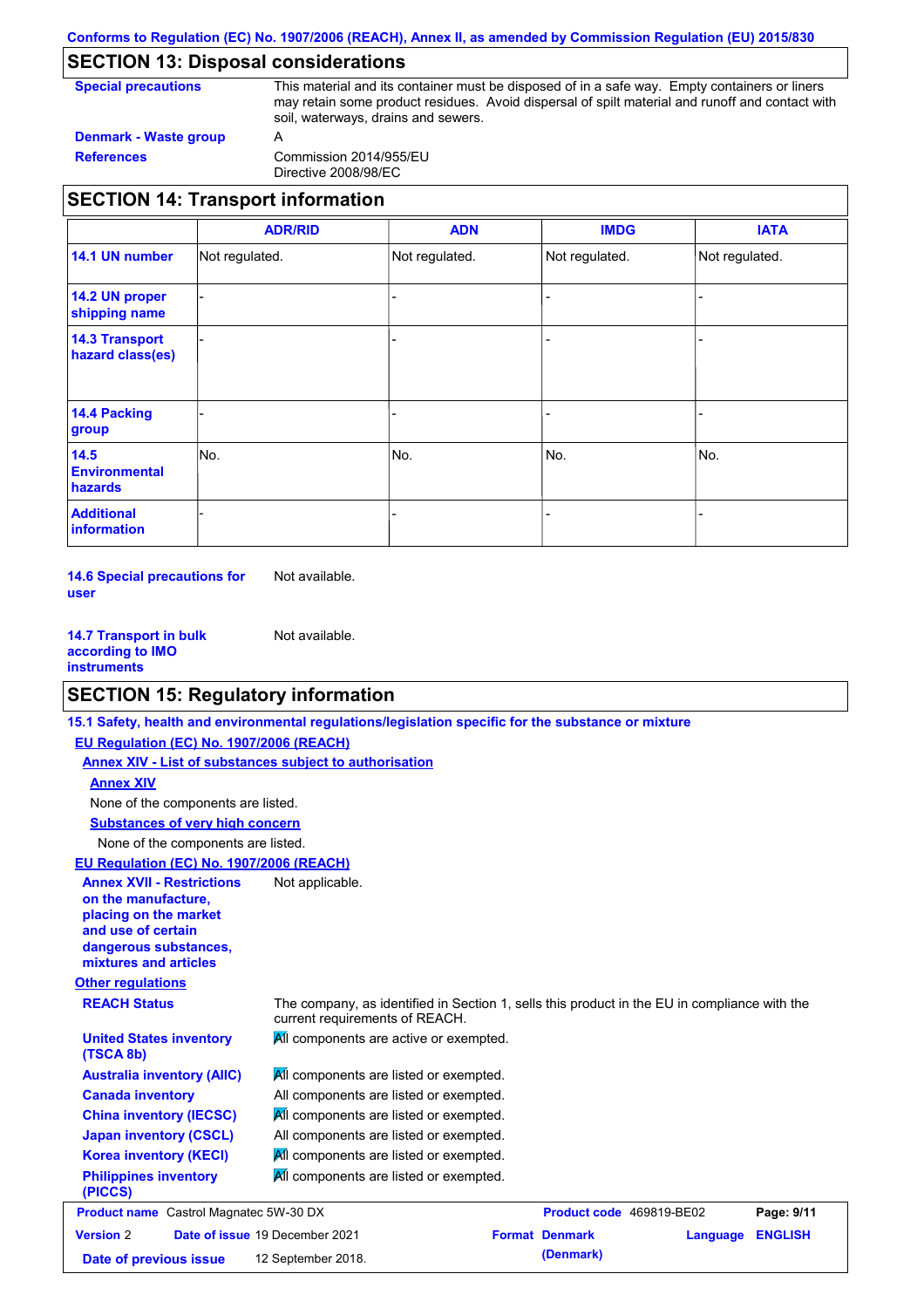## SECTION 13: Disposal considerations

**Special precautions** This material and its container must be disposed of in a safe way. Empty containers or liners may retain some product residues. Avoid dispersal of spilt material and runoff and contact with soil, waterways, drains and sewers.

**Denmark - Waste group** A

**References** Commission 2014/955/EU
Directive 2008/98/EC

## SECTION 14: Transport information

| | ADR/RID | ADN | IMDG | IATA |
|---|---|---|---|---|
| **14.1 UN number** | Not regulated. | Not regulated. | Not regulated. | Not regulated. |
| **14.2 UN proper shipping name** | - | - | - | - |
| **14.3 Transport hazard class(es)** | - | - | - | - |
| **14.4 Packing group** | - | - | - | - |
| **14.5 Environmental hazards** | No. | No. | No. | No. |
| **Additional information** | - | - | - | - |

**14.6 Special precautions for user** Not available.

**14.7 Transport in bulk according to IMO instruments** Not available.

## SECTION 15: Regulatory information

**15.1 Safety, health and environmental regulations/legislation specific for the substance or mixture**

**EU Regulation (EC) No. 1907/2006 (REACH)**

**Annex XIV - List of substances subject to authorisation**

**Annex XIV**

None of the components are listed.

**Substances of very high concern**

None of the components are listed.

**EU Regulation (EC) No. 1907/2006 (REACH)**

**Annex XVII - Restrictions on the manufacture, placing on the market and use of certain dangerous substances, mixtures and articles** Not applicable.

**Other regulations**

**REACH Status** The company, as identified in Section 1, sells this product in the EU in compliance with the current requirements of REACH.

**United States inventory (TSCA 8b)** All components are active or exempted.

**Australia inventory (AIIC)** All components are listed or exempted.

**Canada inventory** All components are listed or exempted.

**China inventory (IECSC)** All components are listed or exempted.

**Japan inventory (CSCL)** All components are listed or exempted.

**Korea inventory (KECI)** All components are listed or exempted.

**Philippines inventory (PICCS)** All components are listed or exempted.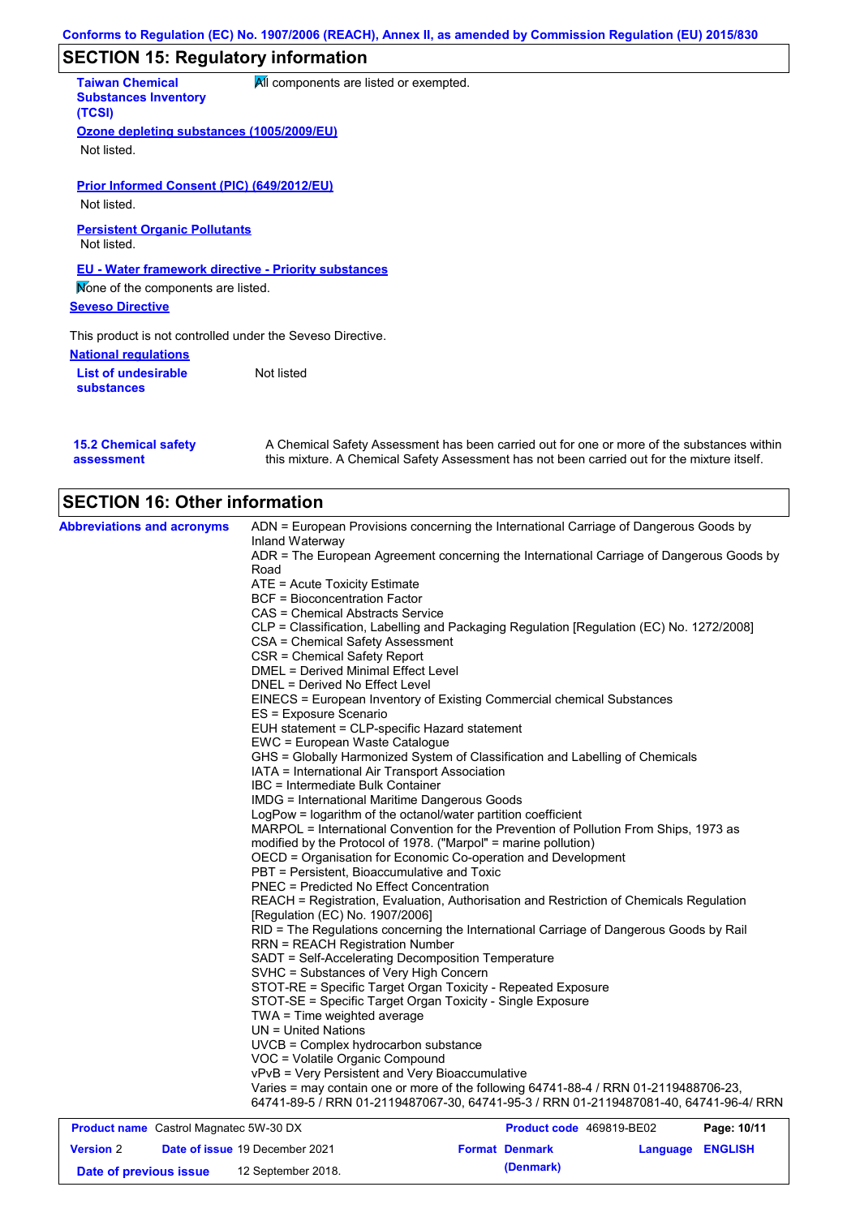## SECTION 15: Regulatory information

**Taiwan Chemical Substances Inventory (TCSI)**
All components are listed or exempted.

**Ozone depleting substances (1005/2009/EU)**
Not listed.

**Prior Informed Consent (PIC) (649/2012/EU)**
Not listed.

**Persistent Organic Pollutants**
Not listed.

**EU - Water framework directive - Priority substances**
None of the components are listed.

**Seveso Directive**

This product is not controlled under the Seveso Directive.

**National regulations**

**List of undesirable substances**
Not listed

**15.2 Chemical safety assessment**
A Chemical Safety Assessment has been carried out for one or more of the substances within this mixture. A Chemical Safety Assessment has not been carried out for the mixture itself.

## SECTION 16: Other information

**Abbreviations and acronyms**

ADN = European Provisions concerning the International Carriage of Dangerous Goods by Inland Waterway
ADR = The European Agreement concerning the International Carriage of Dangerous Goods by Road
ATE = Acute Toxicity Estimate
BCF = Bioconcentration Factor
CAS = Chemical Abstracts Service
CLP = Classification, Labelling and Packaging Regulation [Regulation (EC) No. 1272/2008]
CSA = Chemical Safety Assessment
CSR = Chemical Safety Report
DMEL = Derived Minimal Effect Level
DNEL = Derived No Effect Level
EINECS = European Inventory of Existing Commercial chemical Substances
ES = Exposure Scenario
EUH statement = CLP-specific Hazard statement
EWC = European Waste Catalogue
GHS = Globally Harmonized System of Classification and Labelling of Chemicals
IATA = International Air Transport Association
IBC = Intermediate Bulk Container
IMDG = International Maritime Dangerous Goods
LogPow = logarithm of the octanol/water partition coefficient
MARPOL = International Convention for the Prevention of Pollution From Ships, 1973 as modified by the Protocol of 1978. ("Marpol" = marine pollution)
OECD = Organisation for Economic Co-operation and Development
PBT = Persistent, Bioaccumulative and Toxic
PNEC = Predicted No Effect Concentration
REACH = Registration, Evaluation, Authorisation and Restriction of Chemicals Regulation [Regulation (EC) No. 1907/2006]
RID = The Regulations concerning the International Carriage of Dangerous Goods by Rail
RRN = REACH Registration Number
SADT = Self-Accelerating Decomposition Temperature
SVHC = Substances of Very High Concern
STOT-RE = Specific Target Organ Toxicity - Repeated Exposure
STOT-SE = Specific Target Organ Toxicity - Single Exposure
TWA = Time weighted average
UN = United Nations
UVCB = Complex hydrocarbon substance
VOC = Volatile Organic Compound
vPvB = Very Persistent and Very Bioaccumulative
Varies = may contain one or more of the following 64741-88-4 / RRN 01-2119488706-23, 64741-89-5 / RRN 01-2119487067-30, 64741-95-3 / RRN 01-2119487081-40, 64741-96-4/ RRN

| | | | |
|---|---|---|---|
| **Product name** Castrol Magnatec 5W-30 DX | | **Product code** 469819-BE02 | |
| **Version** 2 | **Date of issue** 19 December 2021 | **Format** Denmark (Denmark) | **Language** ENGLISH |
| **Date of previous issue** | 12 September 2018. | | |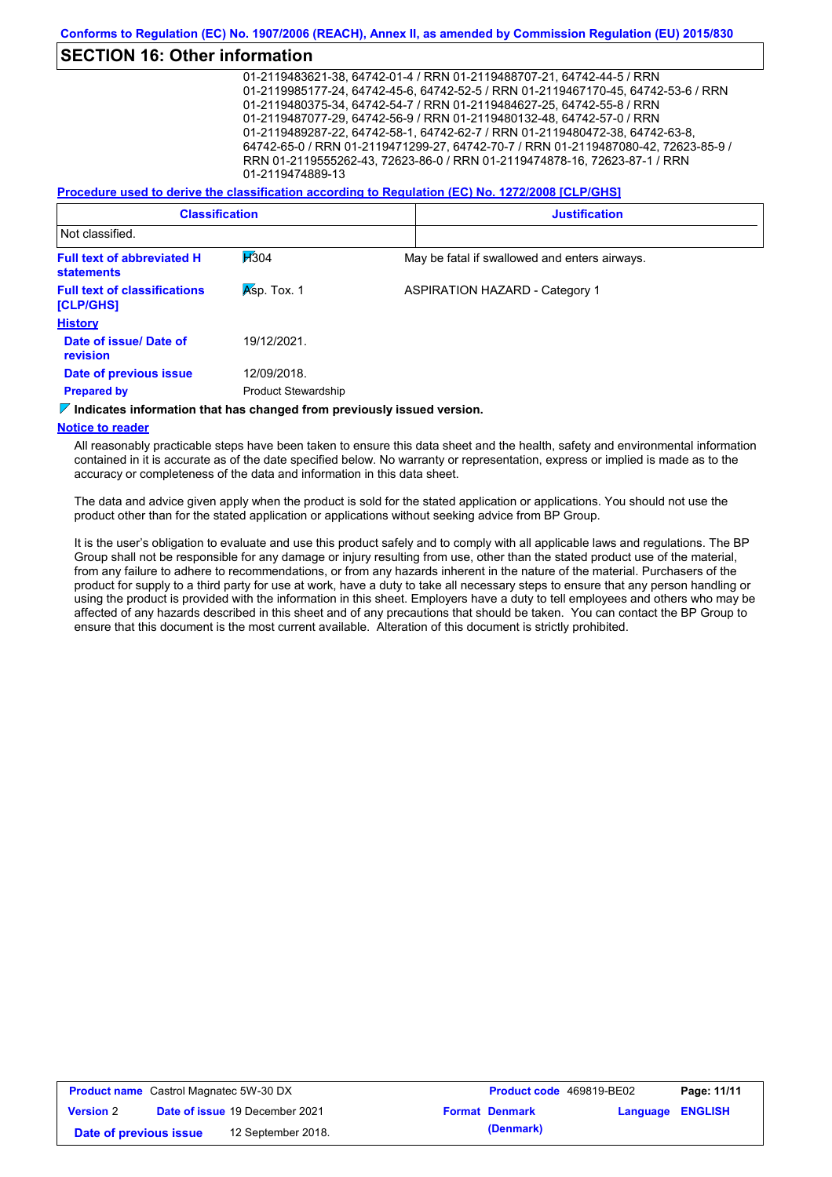## SECTION 16: Other information

01-2119483621-38, 64742-01-4 / RRN 01-2119488707-21, 64742-44-5 / RRN 01-2119985177-24, 64742-45-6, 64742-52-5 / RRN 01-2119467170-45, 64742-53-6 / RRN 01-2119480375-34, 64742-54-7 / RRN 01-2119484627-25, 64742-55-8 / RRN 01-2119487077-29, 64742-56-9 / RRN 01-2119480132-48, 64742-57-0 / RRN 01-2119489287-22, 64742-58-1, 64742-62-7 / RRN 01-2119480472-38, 64742-63-8, 64742-65-0 / RRN 01-2119471299-27, 64742-70-7 / RRN 01-2119487080-42, 72623-85-9 / RRN 01-2119555262-43, 72623-86-0 / RRN 01-2119474878-16, 72623-87-1 / RRN 01-2119474889-13

**Procedure used to derive the classification according to Regulation (EC) No. 1272/2008 [CLP/GHS]**

| Classification | Justification |
|---|---|
| Not classified. | |

| | | |
|---|---|---|
| **Full text of abbreviated H statements** | H304 | May be fatal if swallowed and enters airways. |
| **Full text of classifications [CLP/GHS]** | Asp. Tox. 1 | ASPIRATION HAZARD - Category 1 |

**History**

| | |
|---|---|
| **Date of issue/ Date of revision** | 19/12/2021. |
| **Date of previous issue** | 12/09/2018. |
| **Prepared by** | Product Stewardship |

**Indicates information that has changed from previously issued version.**

**Notice to reader**

All reasonably practicable steps have been taken to ensure this data sheet and the health, safety and environmental information contained in it is accurate as of the date specified below. No warranty or representation, express or implied is made as to the accuracy or completeness of the data and information in this data sheet.

The data and advice given apply when the product is sold for the stated application or applications. You should not use the product other than for the stated application or applications without seeking advice from BP Group.

It is the user's obligation to evaluate and use this product safely and to comply with all applicable laws and regulations. The BP Group shall not be responsible for any damage or injury resulting from use, other than the stated product use of the material, from any failure to adhere to recommendations, or from any hazards inherent in the nature of the material. Purchasers of the product for supply to a third party for use at work, have a duty to take all necessary steps to ensure that any person handling or using the product is provided with the information in this sheet. Employers have a duty to tell employees and others who may be affected of any hazards described in this sheet and of any precautions that should be taken. You can contact the BP Group to ensure that this document is the most current available. Alteration of this document is strictly prohibited.